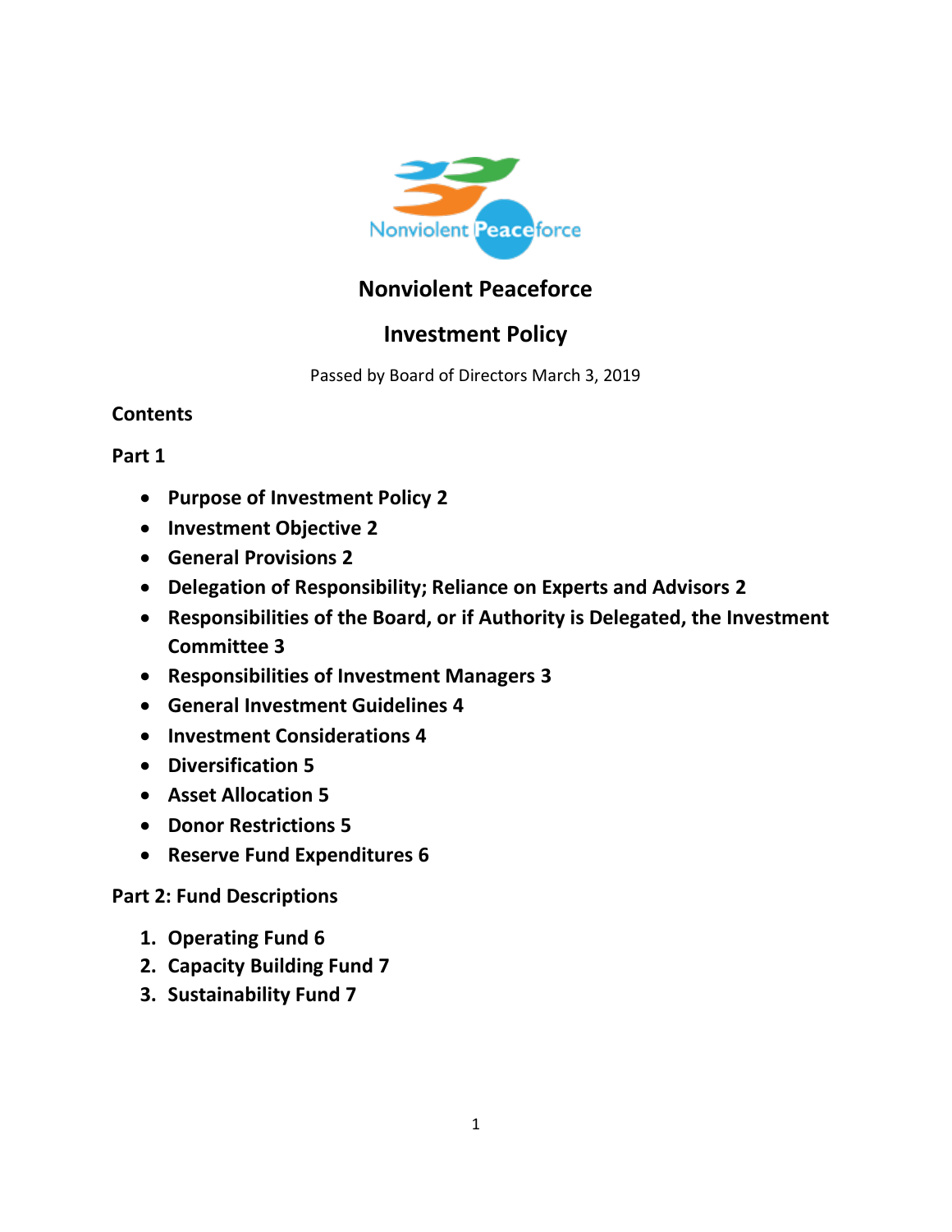# Nonviolent Peaceforce

## Investment Policy

Passed by Board of Directors March 3, 2019

**Contents**

**Part 1**

- **Purpose of Investment Policy 2**
- **Investment Objective 2**
- **General Provisions 2**
- **Delegation of Responsibility; Reliance on Experts and Advisors 2**
- **Responsibilities of the Board, or if Authority is Delegated, the Investment Committee 3**
- **Responsibilities of Investment Managers 3**
- **General Investment Guidelines 4**
- **Investment Considerations 4**
- **Diversification 5**
- **Asset Allocation 5**
- **Donor Restrictions 5**
- **Reserve Fund Expenditures 6**

**Part 2: Fund Descriptions**

1. **Operating Fund 6**
2. **Capacity Building Fund 7**
3. **Sustainability Fund 7**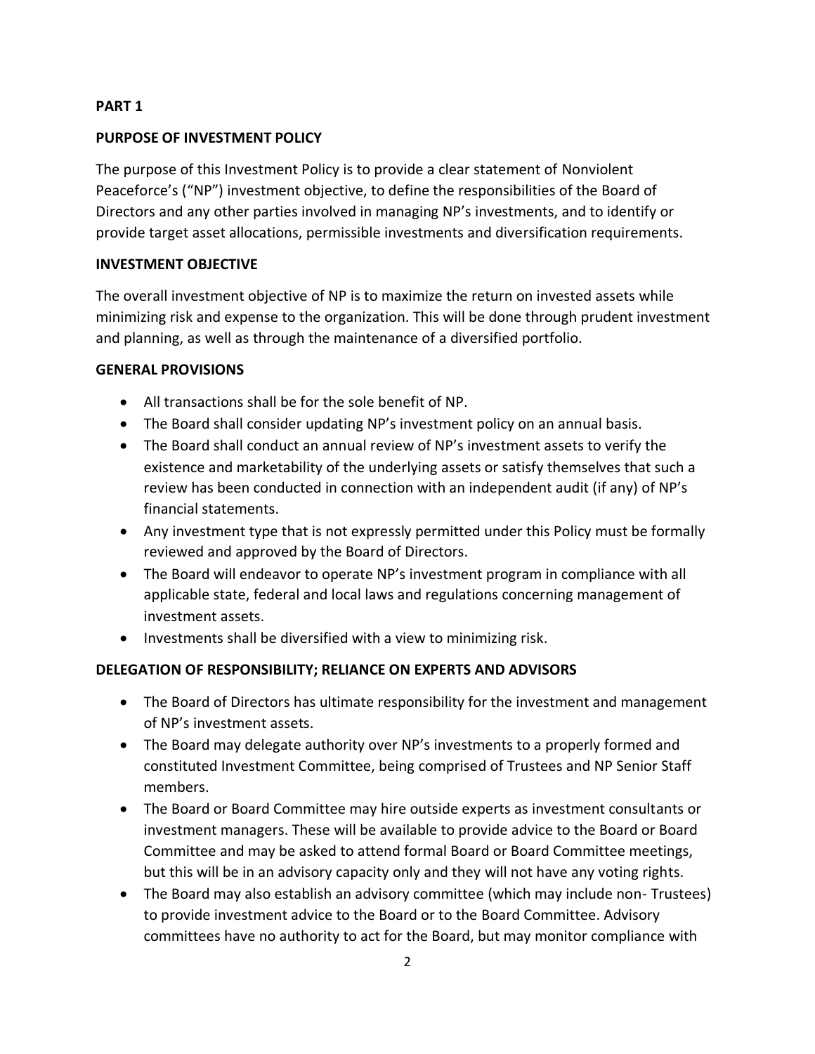**PART 1**

**PURPOSE OF INVESTMENT POLICY**

The purpose of this Investment Policy is to provide a clear statement of Nonviolent Peaceforce's ("NP") investment objective, to define the responsibilities of the Board of Directors and any other parties involved in managing NP's investments, and to identify or provide target asset allocations, permissible investments and diversification requirements.

**INVESTMENT OBJECTIVE**

The overall investment objective of NP is to maximize the return on invested assets while minimizing risk and expense to the organization. This will be done through prudent investment and planning, as well as through the maintenance of a diversified portfolio.

**GENERAL PROVISIONS**

- All transactions shall be for the sole benefit of NP.
- The Board shall consider updating NP's investment policy on an annual basis.
- The Board shall conduct an annual review of NP's investment assets to verify the existence and marketability of the underlying assets or satisfy themselves that such a review has been conducted in connection with an independent audit (if any) of NP's financial statements.
- Any investment type that is not expressly permitted under this Policy must be formally reviewed and approved by the Board of Directors.
- The Board will endeavor to operate NP's investment program in compliance with all applicable state, federal and local laws and regulations concerning management of investment assets.
- Investments shall be diversified with a view to minimizing risk.

**DELEGATION OF RESPONSIBILITY; RELIANCE ON EXPERTS AND ADVISORS**

- The Board of Directors has ultimate responsibility for the investment and management of NP's investment assets.
- The Board may delegate authority over NP's investments to a properly formed and constituted Investment Committee, being comprised of Trustees and NP Senior Staff members.
- The Board or Board Committee may hire outside experts as investment consultants or investment managers. These will be available to provide advice to the Board or Board Committee and may be asked to attend formal Board or Board Committee meetings, but this will be in an advisory capacity only and they will not have any voting rights.
- The Board may also establish an advisory committee (which may include non- Trustees) to provide investment advice to the Board or to the Board Committee. Advisory committees have no authority to act for the Board, but may monitor compliance with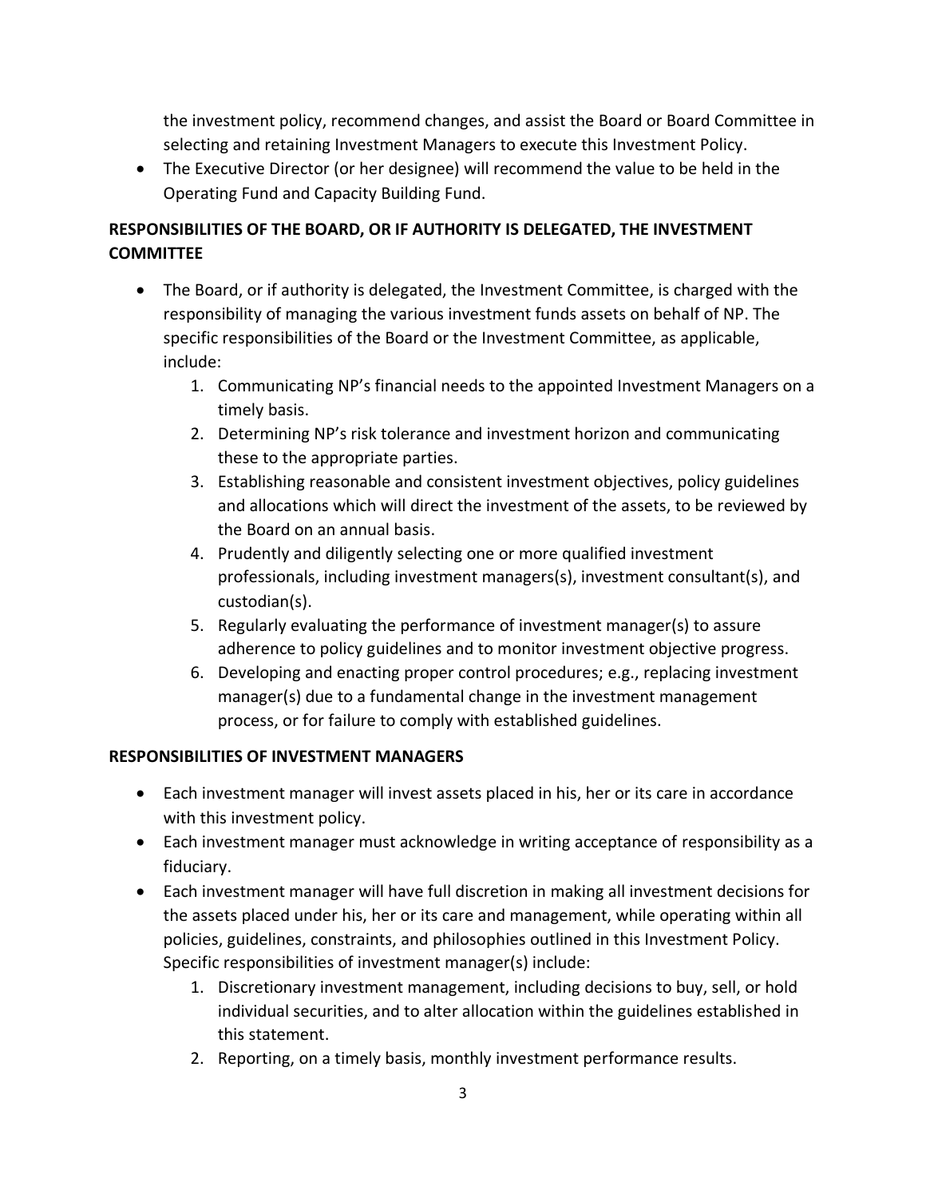the investment policy, recommend changes, and assist the Board or Board Committee in selecting and retaining Investment Managers to execute this Investment Policy.

- The Executive Director (or her designee) will recommend the value to be held in the Operating Fund and Capacity Building Fund.

## RESPONSIBILITIES OF THE BOARD, OR IF AUTHORITY IS DELEGATED, THE INVESTMENT COMMITTEE

- The Board, or if authority is delegated, the Investment Committee, is charged with the responsibility of managing the various investment funds assets on behalf of NP. The specific responsibilities of the Board or the Investment Committee, as applicable, include:
    1. Communicating NP's financial needs to the appointed Investment Managers on a timely basis.
    2. Determining NP's risk tolerance and investment horizon and communicating these to the appropriate parties.
    3. Establishing reasonable and consistent investment objectives, policy guidelines and allocations which will direct the investment of the assets, to be reviewed by the Board on an annual basis.
    4. Prudently and diligently selecting one or more qualified investment professionals, including investment managers(s), investment consultant(s), and custodian(s).
    5. Regularly evaluating the performance of investment manager(s) to assure adherence to policy guidelines and to monitor investment objective progress.
    6. Developing and enacting proper control procedures; e.g., replacing investment manager(s) due to a fundamental change in the investment management process, or for failure to comply with established guidelines.

## RESPONSIBILITIES OF INVESTMENT MANAGERS

- Each investment manager will invest assets placed in his, her or its care in accordance with this investment policy.
- Each investment manager must acknowledge in writing acceptance of responsibility as a fiduciary.
- Each investment manager will have full discretion in making all investment decisions for the assets placed under his, her or its care and management, while operating within all policies, guidelines, constraints, and philosophies outlined in this Investment Policy. Specific responsibilities of investment manager(s) include:
    1. Discretionary investment management, including decisions to buy, sell, or hold individual securities, and to alter allocation within the guidelines established in this statement.
    2. Reporting, on a timely basis, monthly investment performance results.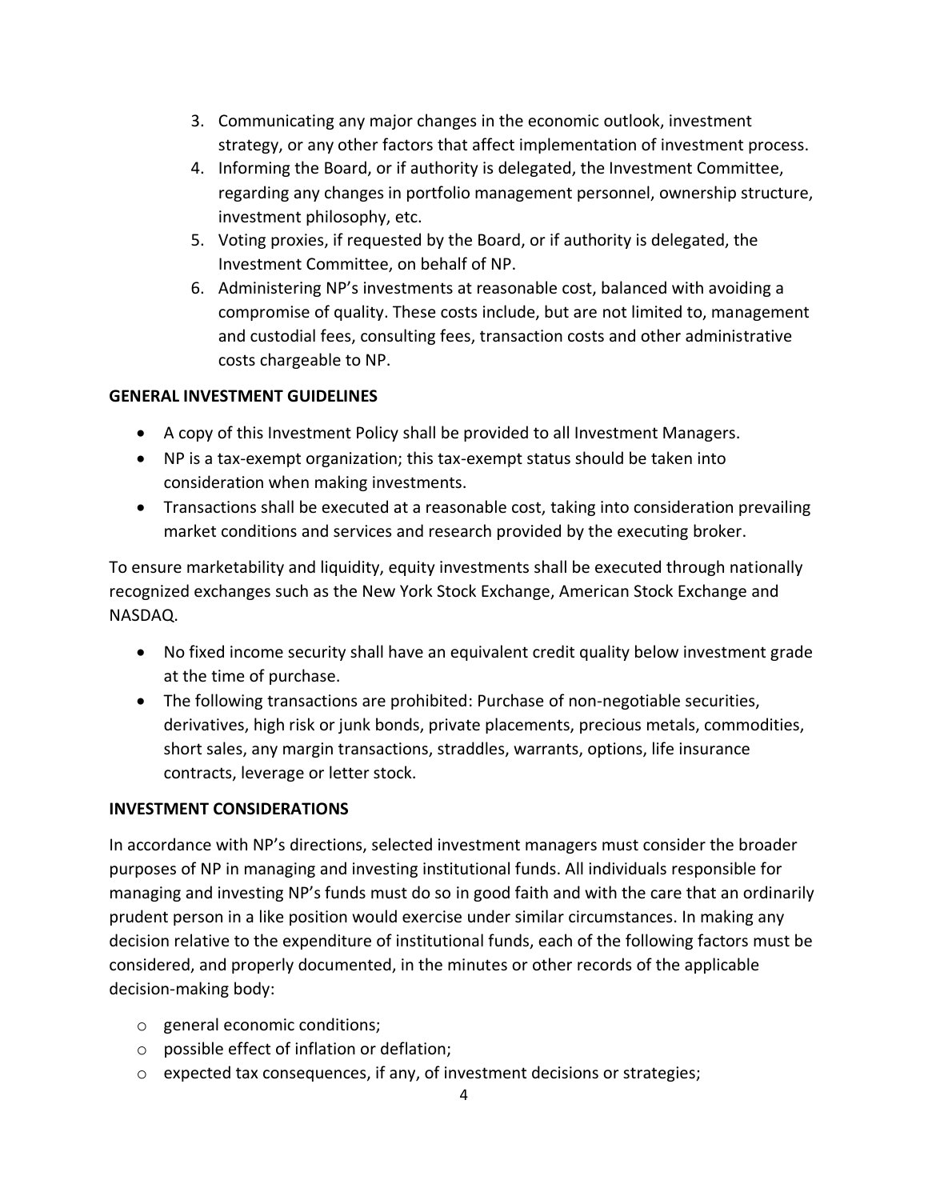3. Communicating any major changes in the economic outlook, investment strategy, or any other factors that affect implementation of investment process.
4. Informing the Board, or if authority is delegated, the Investment Committee, regarding any changes in portfolio management personnel, ownership structure, investment philosophy, etc.
5. Voting proxies, if requested by the Board, or if authority is delegated, the Investment Committee, on behalf of NP.
6. Administering NP's investments at reasonable cost, balanced with avoiding a compromise of quality. These costs include, but are not limited to, management and custodial fees, consulting fees, transaction costs and other administrative costs chargeable to NP.

**GENERAL INVESTMENT GUIDELINES**

- A copy of this Investment Policy shall be provided to all Investment Managers.
- NP is a tax-exempt organization; this tax-exempt status should be taken into consideration when making investments.
- Transactions shall be executed at a reasonable cost, taking into consideration prevailing market conditions and services and research provided by the executing broker.

To ensure marketability and liquidity, equity investments shall be executed through nationally recognized exchanges such as the New York Stock Exchange, American Stock Exchange and NASDAQ.

- No fixed income security shall have an equivalent credit quality below investment grade at the time of purchase.
- The following transactions are prohibited: Purchase of non-negotiable securities, derivatives, high risk or junk bonds, private placements, precious metals, commodities, short sales, any margin transactions, straddles, warrants, options, life insurance contracts, leverage or letter stock.

**INVESTMENT CONSIDERATIONS**

In accordance with NP's directions, selected investment managers must consider the broader purposes of NP in managing and investing institutional funds. All individuals responsible for managing and investing NP's funds must do so in good faith and with the care that an ordinarily prudent person in a like position would exercise under similar circumstances. In making any decision relative to the expenditure of institutional funds, each of the following factors must be considered, and properly documented, in the minutes or other records of the applicable decision-making body:

- general economic conditions;
- possible effect of inflation or deflation;
- expected tax consequences, if any, of investment decisions or strategies;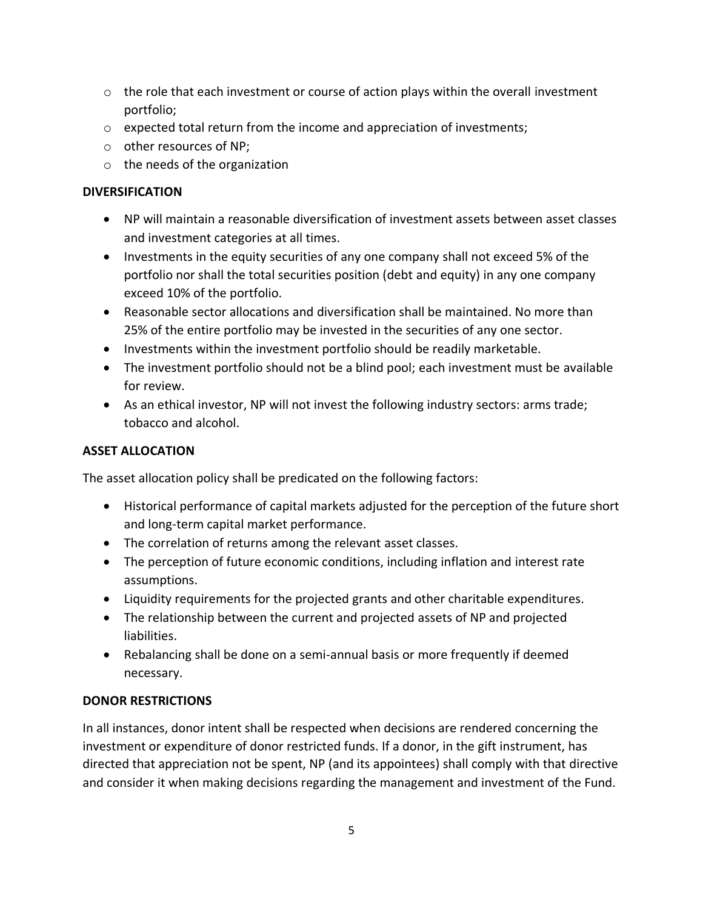- the role that each investment or course of action plays within the overall investment portfolio;
- expected total return from the income and appreciation of investments;
- other resources of NP;
- the needs of the organization

**DIVERSIFICATION**

- NP will maintain a reasonable diversification of investment assets between asset classes and investment categories at all times.
- Investments in the equity securities of any one company shall not exceed 5% of the portfolio nor shall the total securities position (debt and equity) in any one company exceed 10% of the portfolio.
- Reasonable sector allocations and diversification shall be maintained. No more than 25% of the entire portfolio may be invested in the securities of any one sector.
- Investments within the investment portfolio should be readily marketable.
- The investment portfolio should not be a blind pool; each investment must be available for review.
- As an ethical investor, NP will not invest the following industry sectors: arms trade; tobacco and alcohol.

**ASSET ALLOCATION**

The asset allocation policy shall be predicated on the following factors:

- Historical performance of capital markets adjusted for the perception of the future short and long-term capital market performance.
- The correlation of returns among the relevant asset classes.
- The perception of future economic conditions, including inflation and interest rate assumptions.
- Liquidity requirements for the projected grants and other charitable expenditures.
- The relationship between the current and projected assets of NP and projected liabilities.
- Rebalancing shall be done on a semi-annual basis or more frequently if deemed necessary.

**DONOR RESTRICTIONS**

In all instances, donor intent shall be respected when decisions are rendered concerning the investment or expenditure of donor restricted funds. If a donor, in the gift instrument, has directed that appreciation not be spent, NP (and its appointees) shall comply with that directive and consider it when making decisions regarding the management and investment of the Fund.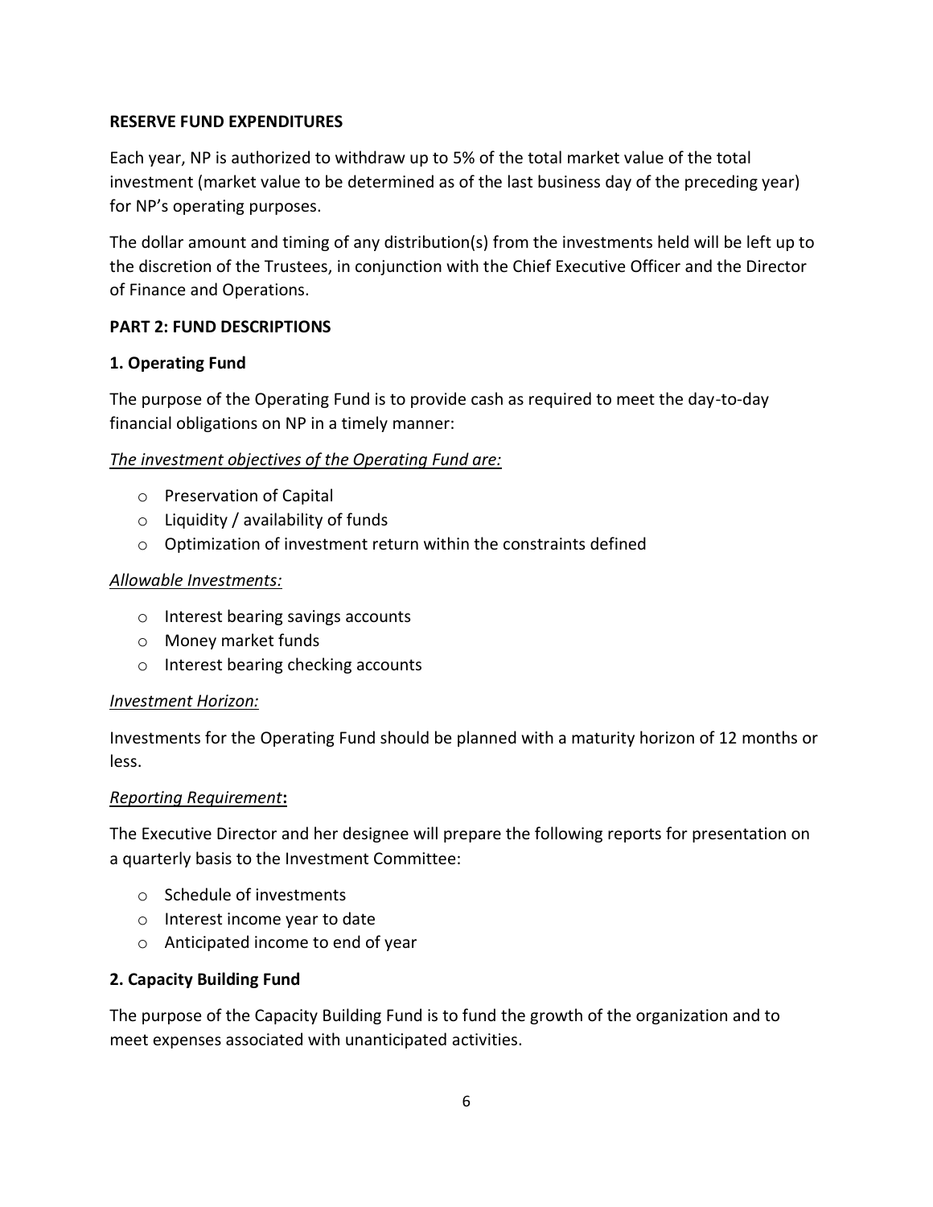**RESERVE FUND EXPENDITURES**

Each year, NP is authorized to withdraw up to 5% of the total market value of the total investment (market value to be determined as of the last business day of the preceding year) for NP's operating purposes.

The dollar amount and timing of any distribution(s) from the investments held will be left up to the discretion of the Trustees, in conjunction with the Chief Executive Officer and the Director of Finance and Operations.

## PART 2: FUND DESCRIPTIONS

### 1. Operating Fund

The purpose of the Operating Fund is to provide cash as required to meet the day-to-day financial obligations on NP in a timely manner:

*The investment objectives of the Operating Fund are:*

- Preservation of Capital
- Liquidity / availability of funds
- Optimization of investment return within the constraints defined

*Allowable Investments:*

- Interest bearing savings accounts
- Money market funds
- Interest bearing checking accounts

*Investment Horizon:*

Investments for the Operating Fund should be planned with a maturity horizon of 12 months or less.

*Reporting Requirement*:

The Executive Director and her designee will prepare the following reports for presentation on a quarterly basis to the Investment Committee:

- Schedule of investments
- Interest income year to date
- Anticipated income to end of year

### 2. Capacity Building Fund

The purpose of the Capacity Building Fund is to fund the growth of the organization and to meet expenses associated with unanticipated activities.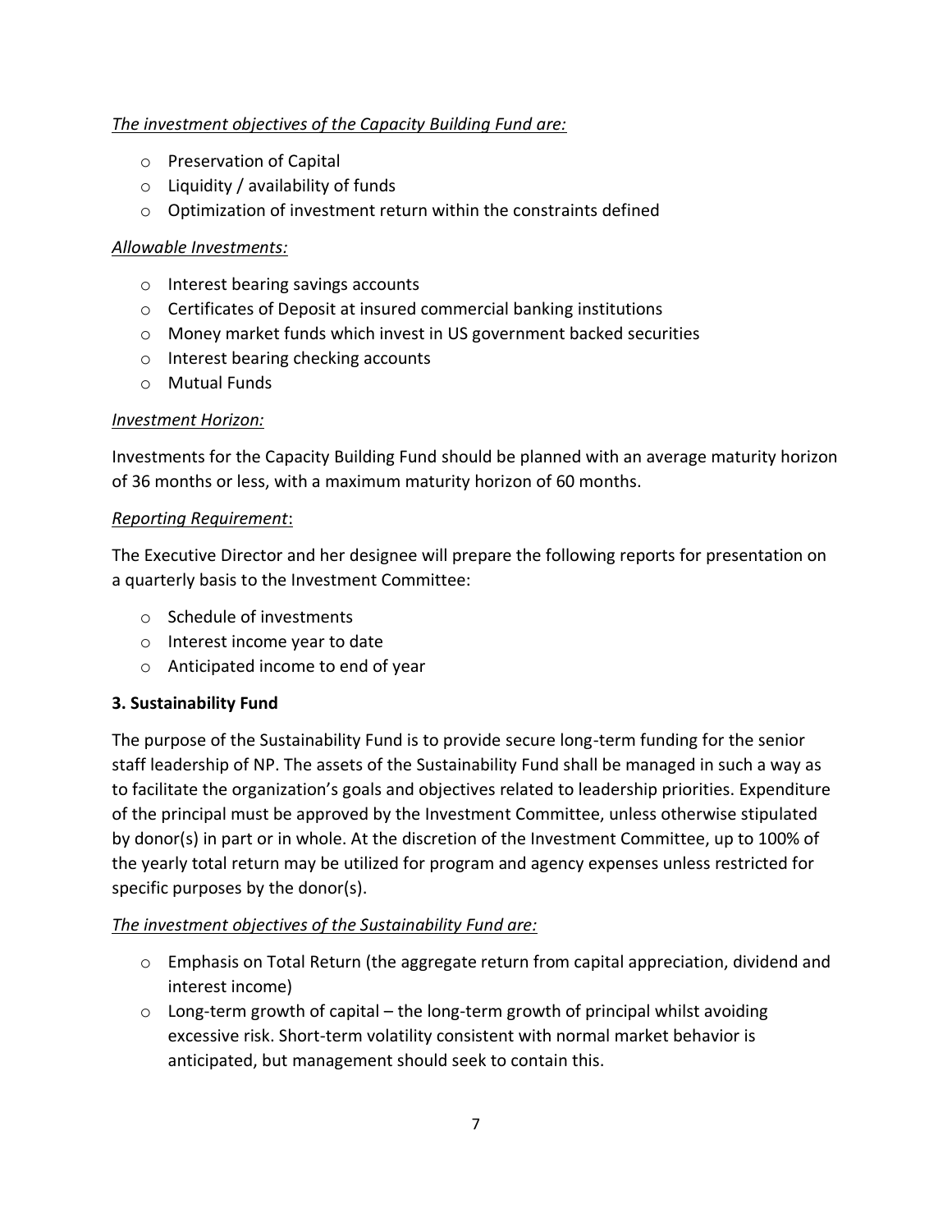*The investment objectives of the Capacity Building Fund are:*

- Preservation of Capital
- Liquidity / availability of funds
- Optimization of investment return within the constraints defined

*Allowable Investments:*

- Interest bearing savings accounts
- Certificates of Deposit at insured commercial banking institutions
- Money market funds which invest in US government backed securities
- Interest bearing checking accounts
- Mutual Funds

*Investment Horizon:*

Investments for the Capacity Building Fund should be planned with an average maturity horizon of 36 months or less, with a maximum maturity horizon of 60 months.

*Reporting Requirement*:

The Executive Director and her designee will prepare the following reports for presentation on a quarterly basis to the Investment Committee:

- Schedule of investments
- Interest income year to date
- Anticipated income to end of year

**3. Sustainability Fund**

The purpose of the Sustainability Fund is to provide secure long-term funding for the senior staff leadership of NP. The assets of the Sustainability Fund shall be managed in such a way as to facilitate the organization's goals and objectives related to leadership priorities. Expenditure of the principal must be approved by the Investment Committee, unless otherwise stipulated by donor(s) in part or in whole. At the discretion of the Investment Committee, up to 100% of the yearly total return may be utilized for program and agency expenses unless restricted for specific purposes by the donor(s).

*The investment objectives of the Sustainability Fund are:*

- Emphasis on Total Return (the aggregate return from capital appreciation, dividend and interest income)
- Long-term growth of capital – the long-term growth of principal whilst avoiding excessive risk. Short-term volatility consistent with normal market behavior is anticipated, but management should seek to contain this.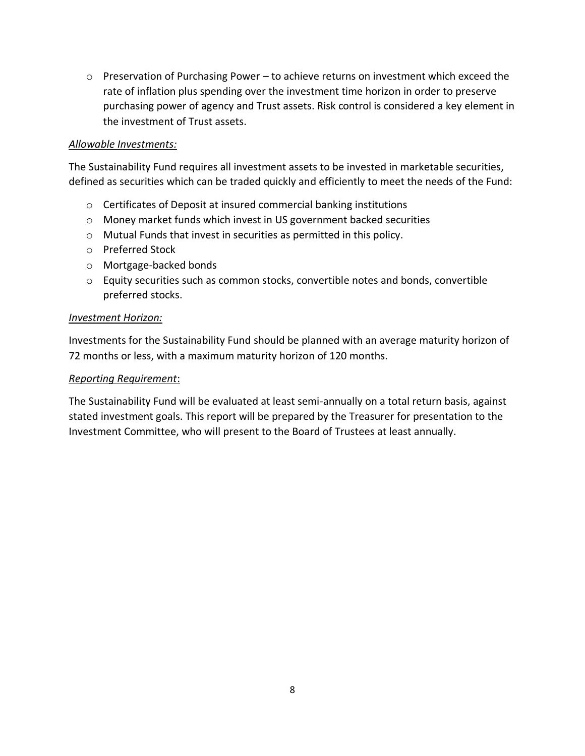- Preservation of Purchasing Power – to achieve returns on investment which exceed the rate of inflation plus spending over the investment time horizon in order to preserve purchasing power of agency and Trust assets. Risk control is considered a key element in the investment of Trust assets.

*Allowable Investments:*

The Sustainability Fund requires all investment assets to be invested in marketable securities, defined as securities which can be traded quickly and efficiently to meet the needs of the Fund:

- Certificates of Deposit at insured commercial banking institutions
- Money market funds which invest in US government backed securities
- Mutual Funds that invest in securities as permitted in this policy.
- Preferred Stock
- Mortgage-backed bonds
- Equity securities such as common stocks, convertible notes and bonds, convertible preferred stocks.

*Investment Horizon:*

Investments for the Sustainability Fund should be planned with an average maturity horizon of 72 months or less, with a maximum maturity horizon of 120 months.

*Reporting Requirement*:

The Sustainability Fund will be evaluated at least semi-annually on a total return basis, against stated investment goals. This report will be prepared by the Treasurer for presentation to the Investment Committee, who will present to the Board of Trustees at least annually.